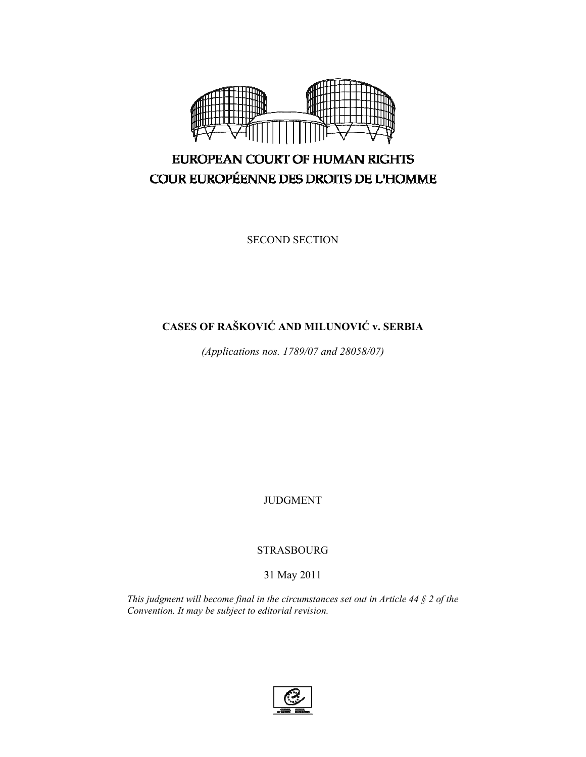EUROPEAN COURT OF HUMAN RIGHTS

COUR EUROPÉENNE DES DROITS DE L'HOMME

SECOND SECTION

# CASES OF RAŠKOVIĆ AND MILUNOVIĆ v. SERBIA

*(Applications nos. 1789/07 and 28058/07)*

JUDGMENT

STRASBOURG

31 May 2011

*This judgment will become final in the circumstances set out in Article 44 § 2 of the Convention. It may be subject to editorial revision.*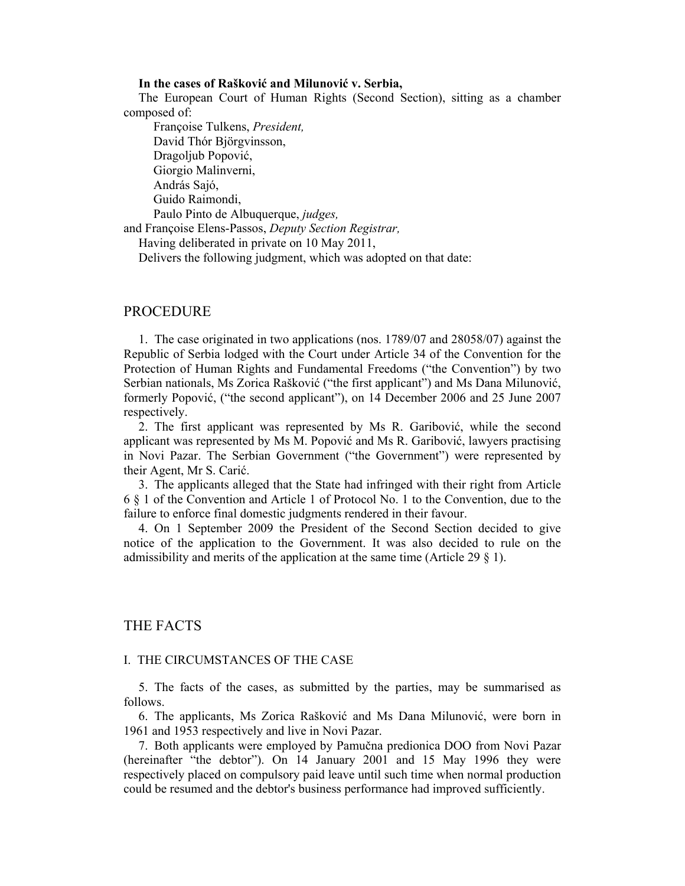**In the cases of Rašković and Milunović v. Serbia,**

The European Court of Human Rights (Second Section), sitting as a chamber composed of:

Françoise Tulkens, *President,*
David Thór Björgvinsson,
Dragoljub Popović,
Giorgio Malinverni,
András Sajó,
Guido Raimondi,
Paulo Pinto de Albuquerque, *judges,*
and Françoise Elens-Passos, *Deputy Section Registrar,*

Having deliberated in private on 10 May 2011,

Delivers the following judgment, which was adopted on that date:

# PROCEDURE

1. The case originated in two applications (nos. 1789/07 and 28058/07) against the Republic of Serbia lodged with the Court under Article 34 of the Convention for the Protection of Human Rights and Fundamental Freedoms ("the Convention") by two Serbian nationals, Ms Zorica Rašković ("the first applicant") and Ms Dana Milunović, formerly Popović, ("the second applicant"), on 14 December 2006 and 25 June 2007 respectively.

2. The first applicant was represented by Ms R. Garibović, while the second applicant was represented by Ms M. Popović and Ms R. Garibović, lawyers practising in Novi Pazar. The Serbian Government ("the Government") were represented by their Agent, Mr S. Carić.

3. The applicants alleged that the State had infringed with their right from Article 6 § 1 of the Convention and Article 1 of Protocol No. 1 to the Convention, due to the failure to enforce final domestic judgments rendered in their favour.

4. On 1 September 2009 the President of the Second Section decided to give notice of the application to the Government. It was also decided to rule on the admissibility and merits of the application at the same time (Article 29 § 1).

# THE FACTS

## I. THE CIRCUMSTANCES OF THE CASE

5. The facts of the cases, as submitted by the parties, may be summarised as follows.

6. The applicants, Ms Zorica Rašković and Ms Dana Milunović, were born in 1961 and 1953 respectively and live in Novi Pazar.

7. Both applicants were employed by Pamučna predionica DOO from Novi Pazar (hereinafter "the debtor"). On 14 January 2001 and 15 May 1996 they were respectively placed on compulsory paid leave until such time when normal production could be resumed and the debtor's business performance had improved sufficiently.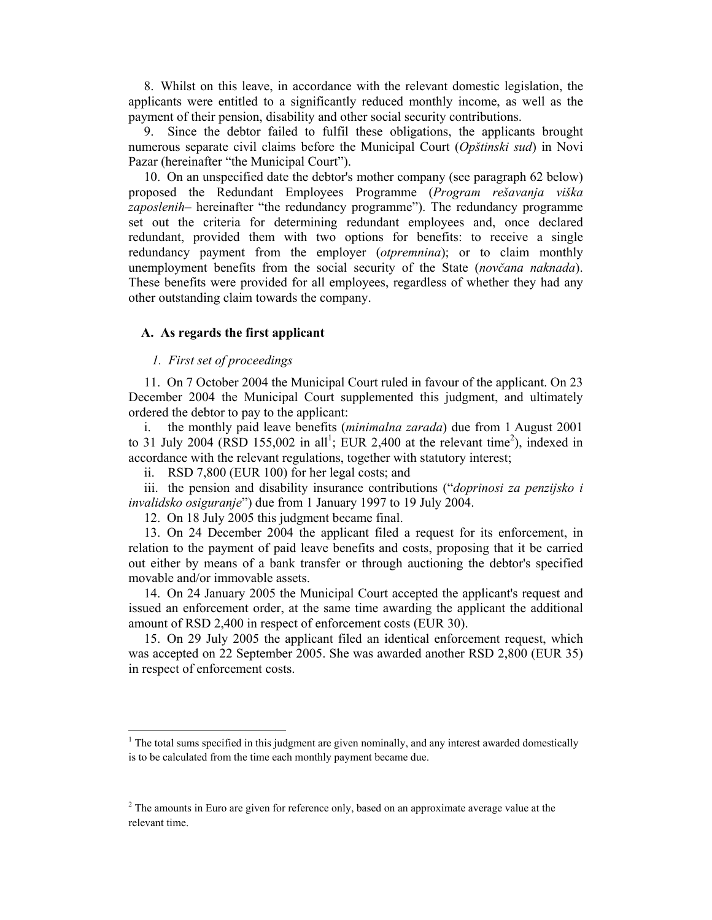8. Whilst on this leave, in accordance with the relevant domestic legislation, the applicants were entitled to a significantly reduced monthly income, as well as the payment of their pension, disability and other social security contributions.

9. Since the debtor failed to fulfil these obligations, the applicants brought numerous separate civil claims before the Municipal Court (*Opštinski sud*) in Novi Pazar (hereinafter "the Municipal Court").

10. On an unspecified date the debtor's mother company (see paragraph 62 below) proposed the Redundant Employees Programme (*Program rešavanja viška zaposlenih*– hereinafter "the redundancy programme"). The redundancy programme set out the criteria for determining redundant employees and, once declared redundant, provided them with two options for benefits: to receive a single redundancy payment from the employer (*otpremnina*); or to claim monthly unemployment benefits from the social security of the State (*novčana naknada*). These benefits were provided for all employees, regardless of whether they had any other outstanding claim towards the company.

## A. As regards the first applicant

### *1. First set of proceedings*

11. On 7 October 2004 the Municipal Court ruled in favour of the applicant. On 23 December 2004 the Municipal Court supplemented this judgment, and ultimately ordered the debtor to pay to the applicant:

i. the monthly paid leave benefits (*minimalna zarada*) due from 1 August 2001 to 31 July 2004 (RSD 155,002 in all[1]; EUR 2,400 at the relevant time[2]), indexed in accordance with the relevant regulations, together with statutory interest;

ii. RSD 7,800 (EUR 100) for her legal costs; and

iii. the pension and disability insurance contributions ("*doprinosi za penzijsko i invalidsko osiguranje*") due from 1 January 1997 to 19 July 2004.

12. On 18 July 2005 this judgment became final.

13. On 24 December 2004 the applicant filed a request for its enforcement, in relation to the payment of paid leave benefits and costs, proposing that it be carried out either by means of a bank transfer or through auctioning the debtor's specified movable and/or immovable assets.

14. On 24 January 2005 the Municipal Court accepted the applicant's request and issued an enforcement order, at the same time awarding the applicant the additional amount of RSD 2,400 in respect of enforcement costs (EUR 30).

15. On 29 July 2005 the applicant filed an identical enforcement request, which was accepted on 22 September 2005. She was awarded another RSD 2,800 (EUR 35) in respect of enforcement costs.

---

[1] The total sums specified in this judgment are given nominally, and any interest awarded domestically is to be calculated from the time each monthly payment became due.

[2] The amounts in Euro are given for reference only, based on an approximate average value at the relevant time.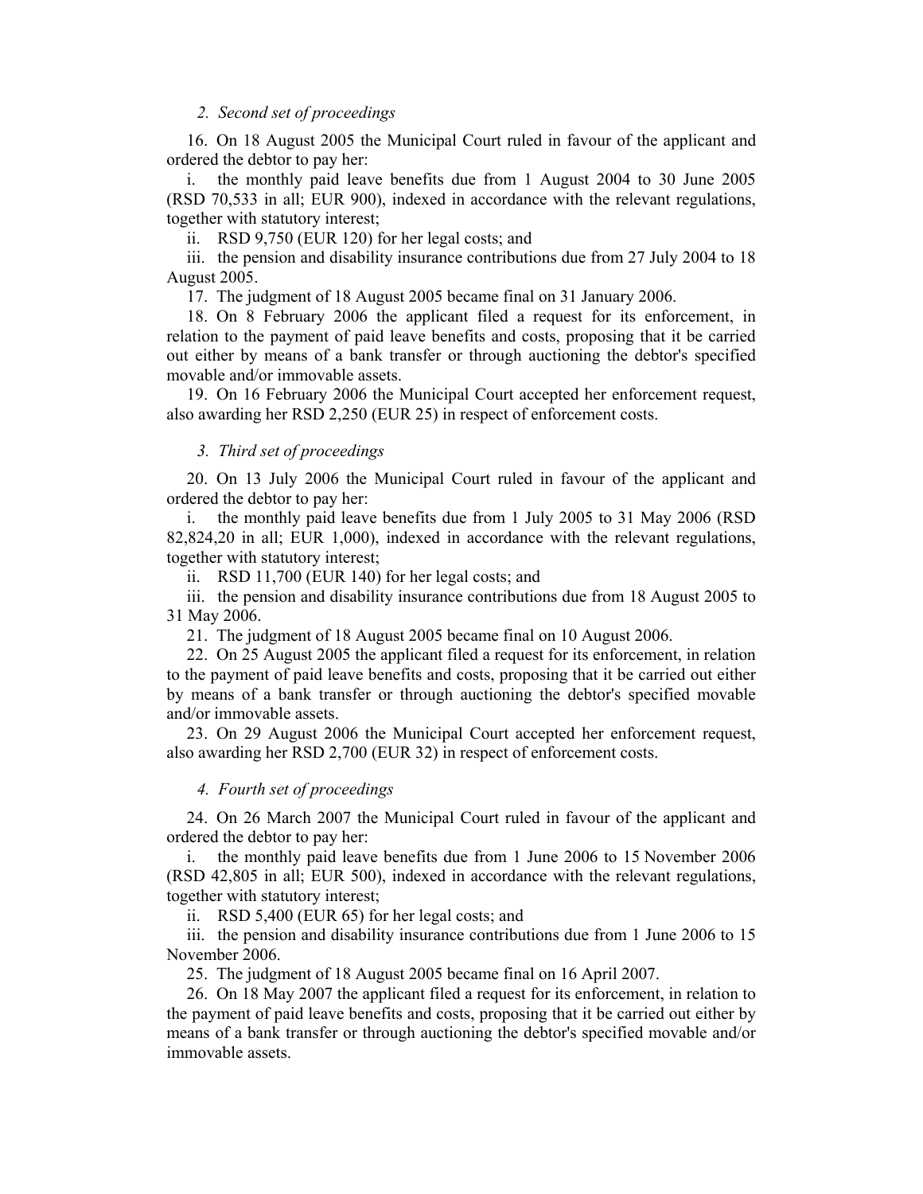*2. Second set of proceedings*

16. On 18 August 2005 the Municipal Court ruled in favour of the applicant and ordered the debtor to pay her:

i. the monthly paid leave benefits due from 1 August 2004 to 30 June 2005 (RSD 70,533 in all; EUR 900), indexed in accordance with the relevant regulations, together with statutory interest;

ii. RSD 9,750 (EUR 120) for her legal costs; and

iii. the pension and disability insurance contributions due from 27 July 2004 to 18 August 2005.

17. The judgment of 18 August 2005 became final on 31 January 2006.

18. On 8 February 2006 the applicant filed a request for its enforcement, in relation to the payment of paid leave benefits and costs, proposing that it be carried out either by means of a bank transfer or through auctioning the debtor's specified movable and/or immovable assets.

19. On 16 February 2006 the Municipal Court accepted her enforcement request, also awarding her RSD 2,250 (EUR 25) in respect of enforcement costs.

*3. Third set of proceedings*

20. On 13 July 2006 the Municipal Court ruled in favour of the applicant and ordered the debtor to pay her:

i. the monthly paid leave benefits due from 1 July 2005 to 31 May 2006 (RSD 82,824,20 in all; EUR 1,000), indexed in accordance with the relevant regulations, together with statutory interest;

ii. RSD 11,700 (EUR 140) for her legal costs; and

iii. the pension and disability insurance contributions due from 18 August 2005 to 31 May 2006.

21. The judgment of 18 August 2005 became final on 10 August 2006.

22. On 25 August 2005 the applicant filed a request for its enforcement, in relation to the payment of paid leave benefits and costs, proposing that it be carried out either by means of a bank transfer or through auctioning the debtor's specified movable and/or immovable assets.

23. On 29 August 2006 the Municipal Court accepted her enforcement request, also awarding her RSD 2,700 (EUR 32) in respect of enforcement costs.

*4. Fourth set of proceedings*

24. On 26 March 2007 the Municipal Court ruled in favour of the applicant and ordered the debtor to pay her:

i. the monthly paid leave benefits due from 1 June 2006 to 15 November 2006 (RSD 42,805 in all; EUR 500), indexed in accordance with the relevant regulations, together with statutory interest;

ii. RSD 5,400 (EUR 65) for her legal costs; and

iii. the pension and disability insurance contributions due from 1 June 2006 to 15 November 2006.

25. The judgment of 18 August 2005 became final on 16 April 2007.

26. On 18 May 2007 the applicant filed a request for its enforcement, in relation to the payment of paid leave benefits and costs, proposing that it be carried out either by means of a bank transfer or through auctioning the debtor's specified movable and/or immovable assets.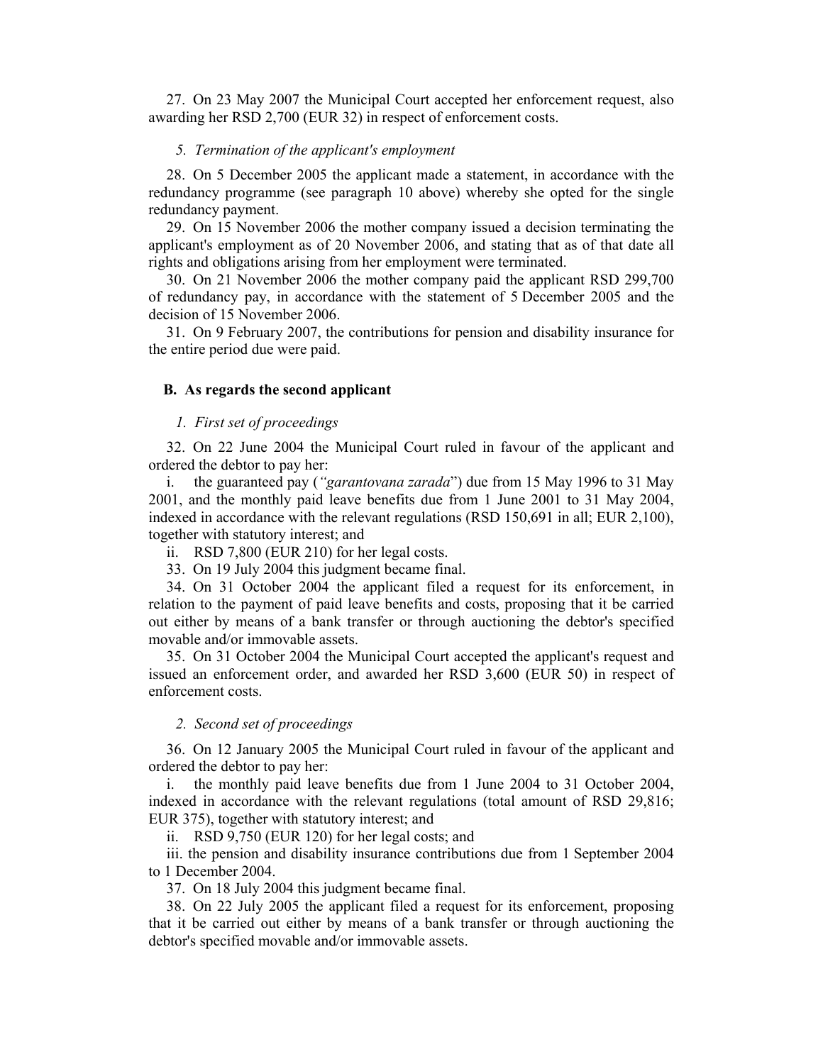27. On 23 May 2007 the Municipal Court accepted her enforcement request, also awarding her RSD 2,700 (EUR 32) in respect of enforcement costs.

### *5. Termination of the applicant's employment*

28. On 5 December 2005 the applicant made a statement, in accordance with the redundancy programme (see paragraph 10 above) whereby she opted for the single redundancy payment.

29. On 15 November 2006 the mother company issued a decision terminating the applicant's employment as of 20 November 2006, and stating that as of that date all rights and obligations arising from her employment were terminated.

30. On 21 November 2006 the mother company paid the applicant RSD 299,700 of redundancy pay, in accordance with the statement of 5 December 2005 and the decision of 15 November 2006.

31. On 9 February 2007, the contributions for pension and disability insurance for the entire period due were paid.

## **B. As regards the second applicant**

### *1. First set of proceedings*

32. On 22 June 2004 the Municipal Court ruled in favour of the applicant and ordered the debtor to pay her:

i. the guaranteed pay (*"garantovana zarada"*) due from 15 May 1996 to 31 May 2001, and the monthly paid leave benefits due from 1 June 2001 to 31 May 2004, indexed in accordance with the relevant regulations (RSD 150,691 in all; EUR 2,100), together with statutory interest; and

ii. RSD 7,800 (EUR 210) for her legal costs.

33. On 19 July 2004 this judgment became final.

34. On 31 October 2004 the applicant filed a request for its enforcement, in relation to the payment of paid leave benefits and costs, proposing that it be carried out either by means of a bank transfer or through auctioning the debtor's specified movable and/or immovable assets.

35. On 31 October 2004 the Municipal Court accepted the applicant's request and issued an enforcement order, and awarded her RSD 3,600 (EUR 50) in respect of enforcement costs.

### *2. Second set of proceedings*

36. On 12 January 2005 the Municipal Court ruled in favour of the applicant and ordered the debtor to pay her:

i. the monthly paid leave benefits due from 1 June 2004 to 31 October 2004, indexed in accordance with the relevant regulations (total amount of RSD 29,816; EUR 375), together with statutory interest; and

ii. RSD 9,750 (EUR 120) for her legal costs; and

iii. the pension and disability insurance contributions due from 1 September 2004 to 1 December 2004.

37. On 18 July 2004 this judgment became final.

38. On 22 July 2005 the applicant filed a request for its enforcement, proposing that it be carried out either by means of a bank transfer or through auctioning the debtor's specified movable and/or immovable assets.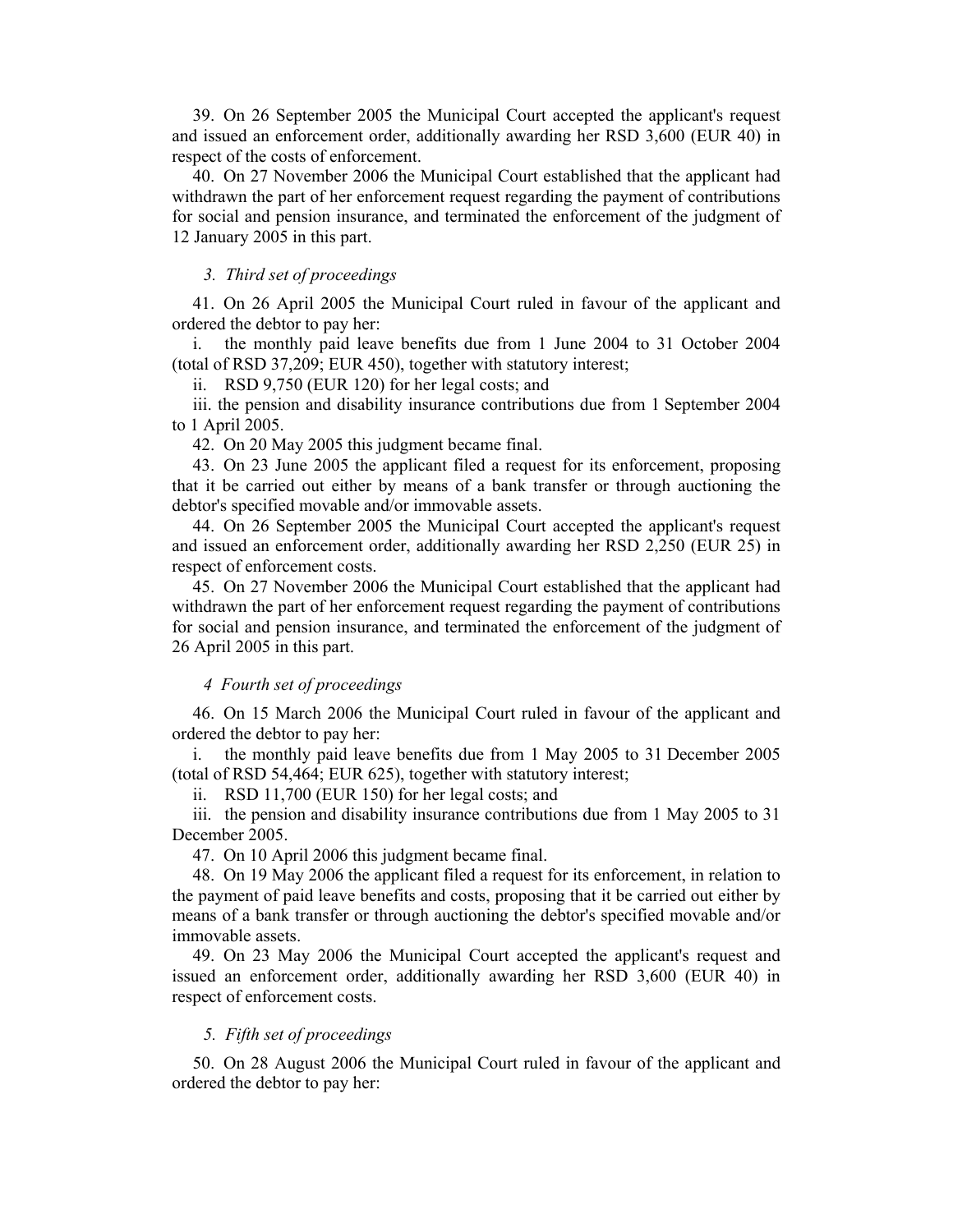39. On 26 September 2005 the Municipal Court accepted the applicant's request and issued an enforcement order, additionally awarding her RSD 3,600 (EUR 40) in respect of the costs of enforcement.

40. On 27 November 2006 the Municipal Court established that the applicant had withdrawn the part of her enforcement request regarding the payment of contributions for social and pension insurance, and terminated the enforcement of the judgment of 12 January 2005 in this part.

*3. Third set of proceedings*

41. On 26 April 2005 the Municipal Court ruled in favour of the applicant and ordered the debtor to pay her:

i. the monthly paid leave benefits due from 1 June 2004 to 31 October 2004 (total of RSD 37,209; EUR 450), together with statutory interest;

ii. RSD 9,750 (EUR 120) for her legal costs; and

iii. the pension and disability insurance contributions due from 1 September 2004 to 1 April 2005.

42. On 20 May 2005 this judgment became final.

43. On 23 June 2005 the applicant filed a request for its enforcement, proposing that it be carried out either by means of a bank transfer or through auctioning the debtor's specified movable and/or immovable assets.

44. On 26 September 2005 the Municipal Court accepted the applicant's request and issued an enforcement order, additionally awarding her RSD 2,250 (EUR 25) in respect of enforcement costs.

45. On 27 November 2006 the Municipal Court established that the applicant had withdrawn the part of her enforcement request regarding the payment of contributions for social and pension insurance, and terminated the enforcement of the judgment of 26 April 2005 in this part.

*4 Fourth set of proceedings*

46. On 15 March 2006 the Municipal Court ruled in favour of the applicant and ordered the debtor to pay her:

i. the monthly paid leave benefits due from 1 May 2005 to 31 December 2005 (total of RSD 54,464; EUR 625), together with statutory interest;

ii. RSD 11,700 (EUR 150) for her legal costs; and

iii. the pension and disability insurance contributions due from 1 May 2005 to 31 December 2005.

47. On 10 April 2006 this judgment became final.

48. On 19 May 2006 the applicant filed a request for its enforcement, in relation to the payment of paid leave benefits and costs, proposing that it be carried out either by means of a bank transfer or through auctioning the debtor's specified movable and/or immovable assets.

49. On 23 May 2006 the Municipal Court accepted the applicant's request and issued an enforcement order, additionally awarding her RSD 3,600 (EUR 40) in respect of enforcement costs.

*5. Fifth set of proceedings*

50. On 28 August 2006 the Municipal Court ruled in favour of the applicant and ordered the debtor to pay her: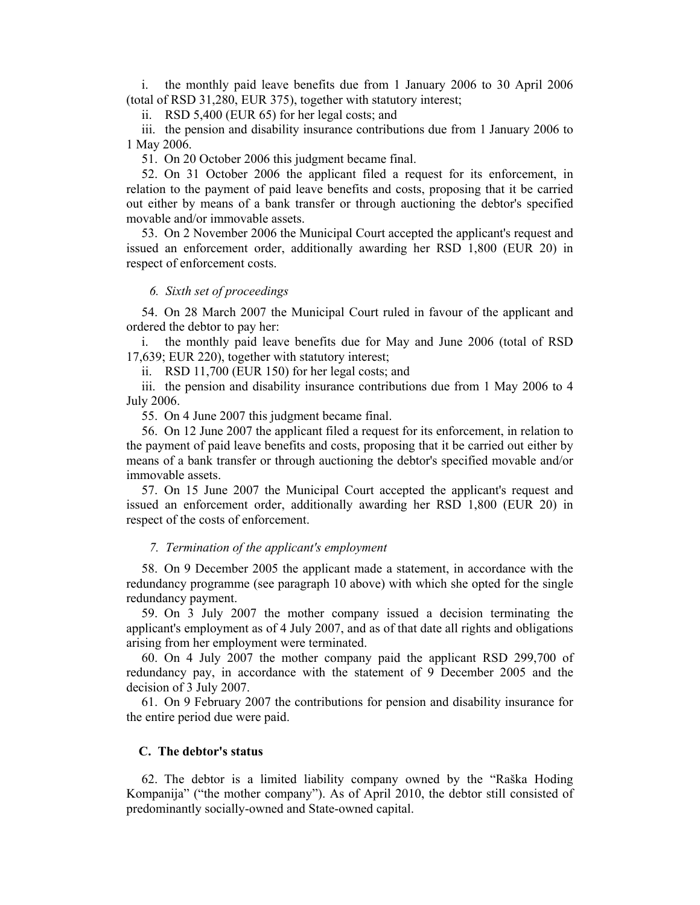i. the monthly paid leave benefits due from 1 January 2006 to 30 April 2006 (total of RSD 31,280, EUR 375), together with statutory interest;

ii. RSD 5,400 (EUR 65) for her legal costs; and

iii. the pension and disability insurance contributions due from 1 January 2006 to 1 May 2006.

51. On 20 October 2006 this judgment became final.

52. On 31 October 2006 the applicant filed a request for its enforcement, in relation to the payment of paid leave benefits and costs, proposing that it be carried out either by means of a bank transfer or through auctioning the debtor's specified movable and/or immovable assets.

53. On 2 November 2006 the Municipal Court accepted the applicant's request and issued an enforcement order, additionally awarding her RSD 1,800 (EUR 20) in respect of enforcement costs.

*6. Sixth set of proceedings*

54. On 28 March 2007 the Municipal Court ruled in favour of the applicant and ordered the debtor to pay her:

i. the monthly paid leave benefits due for May and June 2006 (total of RSD 17,639; EUR 220), together with statutory interest;

ii. RSD 11,700 (EUR 150) for her legal costs; and

iii. the pension and disability insurance contributions due from 1 May 2006 to 4 July 2006.

55. On 4 June 2007 this judgment became final.

56. On 12 June 2007 the applicant filed a request for its enforcement, in relation to the payment of paid leave benefits and costs, proposing that it be carried out either by means of a bank transfer or through auctioning the debtor's specified movable and/or immovable assets.

57. On 15 June 2007 the Municipal Court accepted the applicant's request and issued an enforcement order, additionally awarding her RSD 1,800 (EUR 20) in respect of the costs of enforcement.

*7. Termination of the applicant's employment*

58. On 9 December 2005 the applicant made a statement, in accordance with the redundancy programme (see paragraph 10 above) with which she opted for the single redundancy payment.

59. On 3 July 2007 the mother company issued a decision terminating the applicant's employment as of 4 July 2007, and as of that date all rights and obligations arising from her employment were terminated.

60. On 4 July 2007 the mother company paid the applicant RSD 299,700 of redundancy pay, in accordance with the statement of 9 December 2005 and the decision of 3 July 2007.

61. On 9 February 2007 the contributions for pension and disability insurance for the entire period due were paid.

## C. The debtor's status

62. The debtor is a limited liability company owned by the "Raška Hoding Kompanija" ("the mother company"). As of April 2010, the debtor still consisted of predominantly socially-owned and State-owned capital.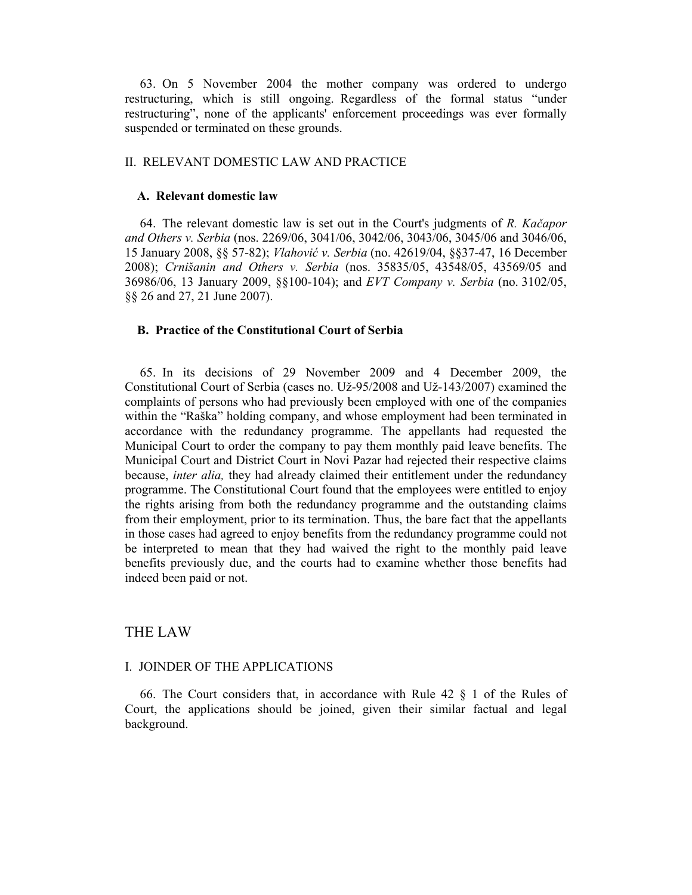63. On 5 November 2004 the mother company was ordered to undergo restructuring, which is still ongoing. Regardless of the formal status "under restructuring", none of the applicants' enforcement proceedings was ever formally suspended or terminated on these grounds.

## II. RELEVANT DOMESTIC LAW AND PRACTICE

### A. Relevant domestic law

64. The relevant domestic law is set out in the Court's judgments of *R. Kačapor and Others v. Serbia* (nos. 2269/06, 3041/06, 3042/06, 3043/06, 3045/06 and 3046/06, 15 January 2008, §§ 57-82); *Vlahović v. Serbia* (no. 42619/04, §§37-47, 16 December 2008); *Crnišanin and Others v. Serbia* (nos. 35835/05, 43548/05, 43569/05 and 36986/06, 13 January 2009, §§100-104); and *EVT Company v. Serbia* (no. 3102/05, §§ 26 and 27, 21 June 2007).

### B. Practice of the Constitutional Court of Serbia

65. In its decisions of 29 November 2009 and 4 December 2009, the Constitutional Court of Serbia (cases no. Už-95/2008 and Už-143/2007) examined the complaints of persons who had previously been employed with one of the companies within the "Raška" holding company, and whose employment had been terminated in accordance with the redundancy programme. The appellants had requested the Municipal Court to order the company to pay them monthly paid leave benefits. The Municipal Court and District Court in Novi Pazar had rejected their respective claims because, *inter alia,* they had already claimed their entitlement under the redundancy programme. The Constitutional Court found that the employees were entitled to enjoy the rights arising from both the redundancy programme and the outstanding claims from their employment, prior to its termination. Thus, the bare fact that the appellants in those cases had agreed to enjoy benefits from the redundancy programme could not be interpreted to mean that they had waived the right to the monthly paid leave benefits previously due, and the courts had to examine whether those benefits had indeed been paid or not.

# THE LAW

## I. JOINDER OF THE APPLICATIONS

66. The Court considers that, in accordance with Rule 42 § 1 of the Rules of Court, the applications should be joined, given their similar factual and legal background.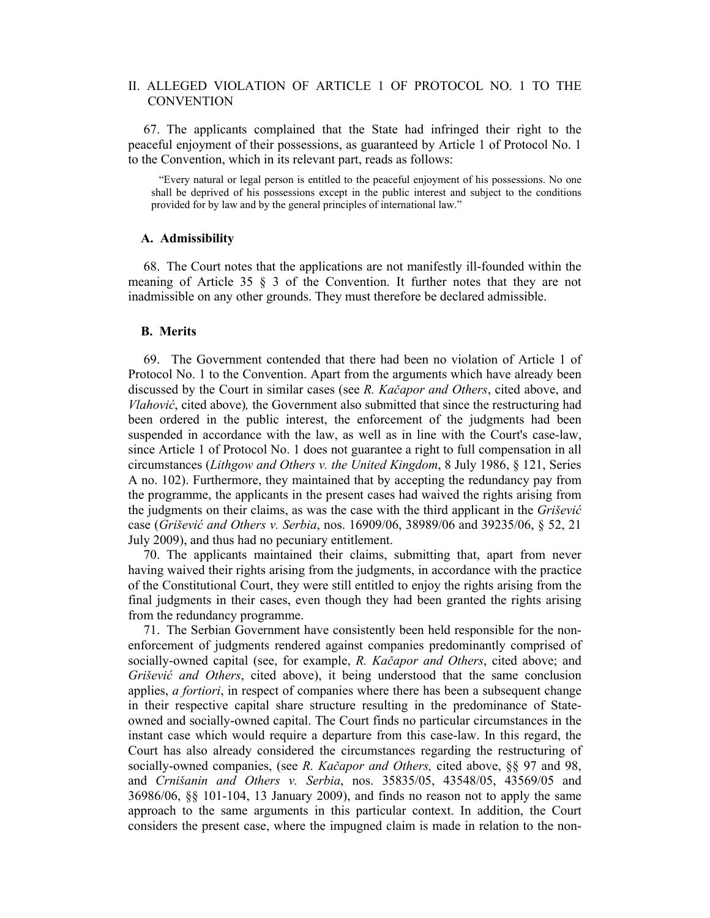## II. ALLEGED VIOLATION OF ARTICLE 1 OF PROTOCOL NO. 1 TO THE CONVENTION

67. The applicants complained that the State had infringed their right to the peaceful enjoyment of their possessions, as guaranteed by Article 1 of Protocol No. 1 to the Convention, which in its relevant part, reads as follows:

> "Every natural or legal person is entitled to the peaceful enjoyment of his possessions. No one shall be deprived of his possessions except in the public interest and subject to the conditions provided for by law and by the general principles of international law."

### A. Admissibility

68. The Court notes that the applications are not manifestly ill-founded within the meaning of Article 35 § 3 of the Convention. It further notes that they are not inadmissible on any other grounds. They must therefore be declared admissible.

### B. Merits

69. The Government contended that there had been no violation of Article 1 of Protocol No. 1 to the Convention. Apart from the arguments which have already been discussed by the Court in similar cases (see *R. Kačapor and Others*, cited above, and *Vlahović*, cited above)*,* the Government also submitted that since the restructuring had been ordered in the public interest, the enforcement of the judgments had been suspended in accordance with the law, as well as in line with the Court's case-law, since Article 1 of Protocol No. 1 does not guarantee a right to full compensation in all circumstances (*Lithgow and Others v. the United Kingdom*, 8 July 1986, § 121, Series A no. 102). Furthermore, they maintained that by accepting the redundancy pay from the programme, the applicants in the present cases had waived the rights arising from the judgments on their claims, as was the case with the third applicant in the *Grišević* case (*Grišević and Others v. Serbia*, nos. 16909/06, 38989/06 and 39235/06, § 52, 21 July 2009), and thus had no pecuniary entitlement.

70. The applicants maintained their claims, submitting that, apart from never having waived their rights arising from the judgments, in accordance with the practice of the Constitutional Court, they were still entitled to enjoy the rights arising from the final judgments in their cases, even though they had been granted the rights arising from the redundancy programme.

71. The Serbian Government have consistently been held responsible for the non-enforcement of judgments rendered against companies predominantly comprised of socially-owned capital (see, for example, *R. Kačapor and Others*, cited above; and *Grišević and Others*, cited above), it being understood that the same conclusion applies, *a fortiori*, in respect of companies where there has been a subsequent change in their respective capital share structure resulting in the predominance of State-owned and socially-owned capital. The Court finds no particular circumstances in the instant case which would require a departure from this case-law. In this regard, the Court has also already considered the circumstances regarding the restructuring of socially-owned companies, (see *R. Kačapor and Others,* cited above, §§ 97 and 98, and *Crnišanin and Others v. Serbia*, nos. 35835/05, 43548/05, 43569/05 and 36986/06, §§ 101-104, 13 January 2009), and finds no reason not to apply the same approach to the same arguments in this particular context. In addition, the Court considers the present case, where the impugned claim is made in relation to the non-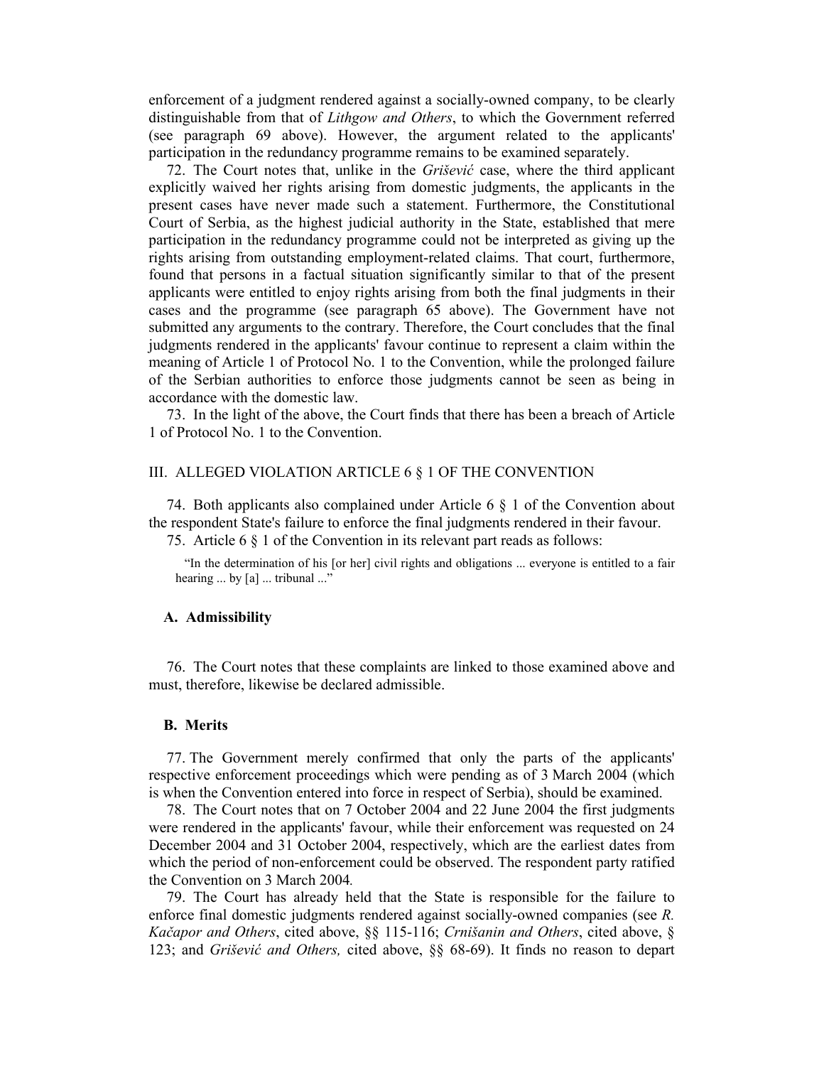enforcement of a judgment rendered against a socially-owned company, to be clearly distinguishable from that of *Lithgow and Others*, to which the Government referred (see paragraph 69 above). However, the argument related to the applicants' participation in the redundancy programme remains to be examined separately.

72. The Court notes that, unlike in the *Grišević* case, where the third applicant explicitly waived her rights arising from domestic judgments, the applicants in the present cases have never made such a statement. Furthermore, the Constitutional Court of Serbia, as the highest judicial authority in the State, established that mere participation in the redundancy programme could not be interpreted as giving up the rights arising from outstanding employment-related claims. That court, furthermore, found that persons in a factual situation significantly similar to that of the present applicants were entitled to enjoy rights arising from both the final judgments in their cases and the programme (see paragraph 65 above). The Government have not submitted any arguments to the contrary. Therefore, the Court concludes that the final judgments rendered in the applicants' favour continue to represent a claim within the meaning of Article 1 of Protocol No. 1 to the Convention, while the prolonged failure of the Serbian authorities to enforce those judgments cannot be seen as being in accordance with the domestic law.

73. In the light of the above, the Court finds that there has been a breach of Article 1 of Protocol No. 1 to the Convention.

## III. ALLEGED VIOLATION ARTICLE 6 § 1 OF THE CONVENTION

74. Both applicants also complained under Article 6 § 1 of the Convention about the respondent State's failure to enforce the final judgments rendered in their favour.

75. Article 6 § 1 of the Convention in its relevant part reads as follows:

> "In the determination of his [or her] civil rights and obligations ... everyone is entitled to a fair hearing ... by [a] ... tribunal ..."

### A. Admissibility

76. The Court notes that these complaints are linked to those examined above and must, therefore, likewise be declared admissible.

### B. Merits

77. The Government merely confirmed that only the parts of the applicants' respective enforcement proceedings which were pending as of 3 March 2004 (which is when the Convention entered into force in respect of Serbia), should be examined.

78. The Court notes that on 7 October 2004 and 22 June 2004 the first judgments were rendered in the applicants' favour, while their enforcement was requested on 24 December 2004 and 31 October 2004, respectively, which are the earliest dates from which the period of non-enforcement could be observed. The respondent party ratified the Convention on 3 March 2004.

79. The Court has already held that the State is responsible for the failure to enforce final domestic judgments rendered against socially-owned companies (see *R. Kačapor and Others*, cited above, §§ 115-116; *Crnišanin and Others*, cited above, § 123; and *Grišević and Others,* cited above, §§ 68-69). It finds no reason to depart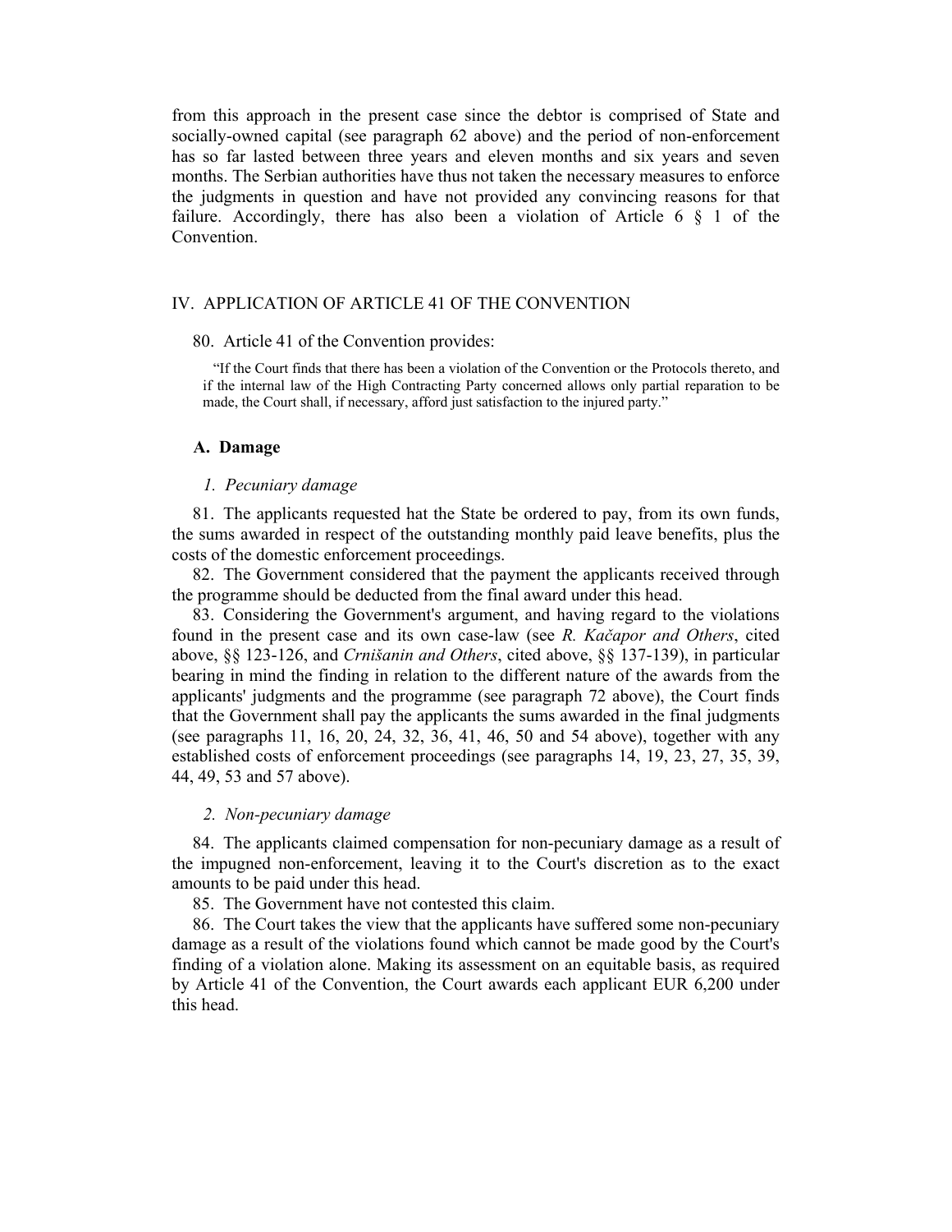from this approach in the present case since the debtor is comprised of State and socially-owned capital (see paragraph 62 above) and the period of non-enforcement has so far lasted between three years and eleven months and six years and seven months. The Serbian authorities have thus not taken the necessary measures to enforce the judgments in question and have not provided any convincing reasons for that failure. Accordingly, there has also been a violation of Article 6 § 1 of the Convention.

## IV. APPLICATION OF ARTICLE 41 OF THE CONVENTION

80. Article 41 of the Convention provides:

> "If the Court finds that there has been a violation of the Convention or the Protocols thereto, and if the internal law of the High Contracting Party concerned allows only partial reparation to be made, the Court shall, if necessary, afford just satisfaction to the injured party."

### A. Damage

#### *1. Pecuniary damage*

81. The applicants requested hat the State be ordered to pay, from its own funds, the sums awarded in respect of the outstanding monthly paid leave benefits, plus the costs of the domestic enforcement proceedings.

82. The Government considered that the payment the applicants received through the programme should be deducted from the final award under this head.

83. Considering the Government's argument, and having regard to the violations found in the present case and its own case-law (see *R. Kačapor and Others*, cited above, §§ 123-126, and *Crnišanin and Others*, cited above, §§ 137-139), in particular bearing in mind the finding in relation to the different nature of the awards from the applicants' judgments and the programme (see paragraph 72 above), the Court finds that the Government shall pay the applicants the sums awarded in the final judgments (see paragraphs 11, 16, 20, 24, 32, 36, 41, 46, 50 and 54 above), together with any established costs of enforcement proceedings (see paragraphs 14, 19, 23, 27, 35, 39, 44, 49, 53 and 57 above).

#### *2. Non-pecuniary damage*

84. The applicants claimed compensation for non-pecuniary damage as a result of the impugned non-enforcement, leaving it to the Court's discretion as to the exact amounts to be paid under this head.

85. The Government have not contested this claim.

86. The Court takes the view that the applicants have suffered some non-pecuniary damage as a result of the violations found which cannot be made good by the Court's finding of a violation alone. Making its assessment on an equitable basis, as required by Article 41 of the Convention, the Court awards each applicant EUR 6,200 under this head.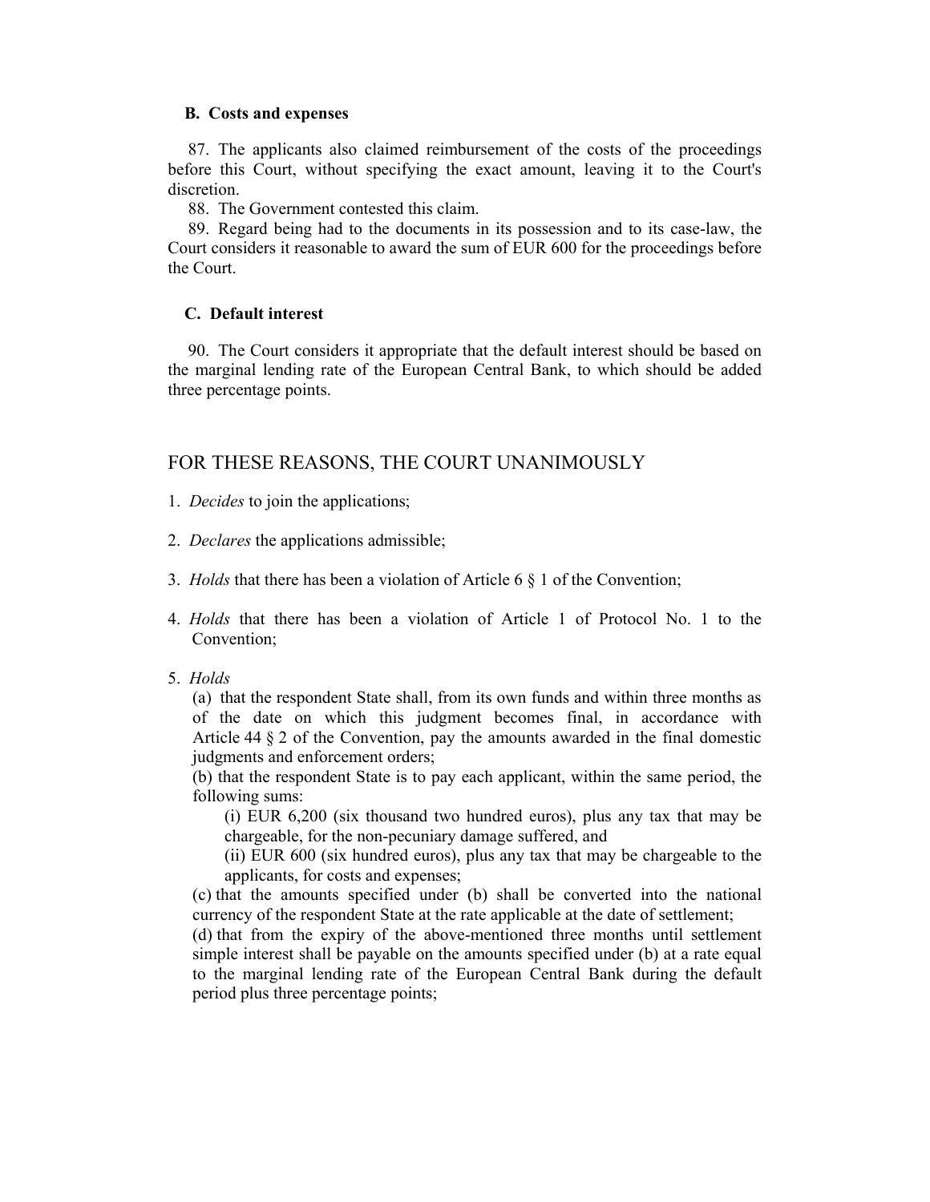### B. Costs and expenses

87. The applicants also claimed reimbursement of the costs of the proceedings before this Court, without specifying the exact amount, leaving it to the Court's discretion.

88. The Government contested this claim.

89. Regard being had to the documents in its possession and to its case-law, the Court considers it reasonable to award the sum of EUR 600 for the proceedings before the Court.

### C. Default interest

90. The Court considers it appropriate that the default interest should be based on the marginal lending rate of the European Central Bank, to which should be added three percentage points.

## FOR THESE REASONS, THE COURT UNANIMOUSLY

1. *Decides* to join the applications;

2. *Declares* the applications admissible;

3. *Holds* that there has been a violation of Article 6 § 1 of the Convention;

4. *Holds* that there has been a violation of Article 1 of Protocol No. 1 to the Convention;

5. *Holds*

   (a) that the respondent State shall, from its own funds and within three months as of the date on which this judgment becomes final, in accordance with Article 44 § 2 of the Convention, pay the amounts awarded in the final domestic judgments and enforcement orders;

   (b) that the respondent State is to pay each applicant, within the same period, the following sums:

      (i) EUR 6,200 (six thousand two hundred euros), plus any tax that may be chargeable, for the non-pecuniary damage suffered, and

      (ii) EUR 600 (six hundred euros), plus any tax that may be chargeable to the applicants, for costs and expenses;

   (c) that the amounts specified under (b) shall be converted into the national currency of the respondent State at the rate applicable at the date of settlement;

   (d) that from the expiry of the above-mentioned three months until settlement simple interest shall be payable on the amounts specified under (b) at a rate equal to the marginal lending rate of the European Central Bank during the default period plus three percentage points;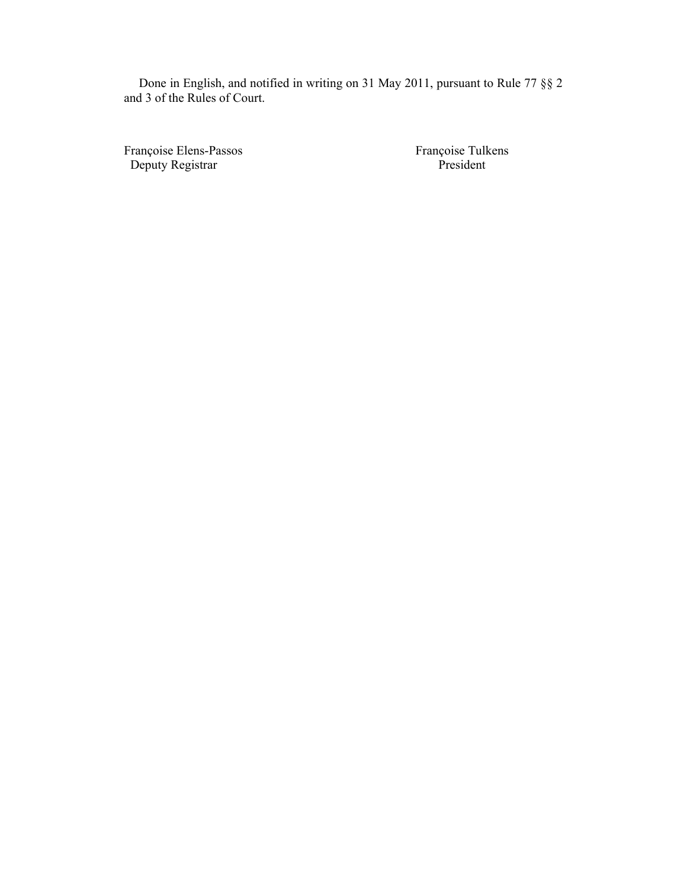Done in English, and notified in writing on 31 May 2011, pursuant to Rule 77 §§ 2 and 3 of the Rules of Court.

| | |
|---|---|
| Françoise Elens-Passos | Françoise Tulkens |
| Deputy Registrar | President |